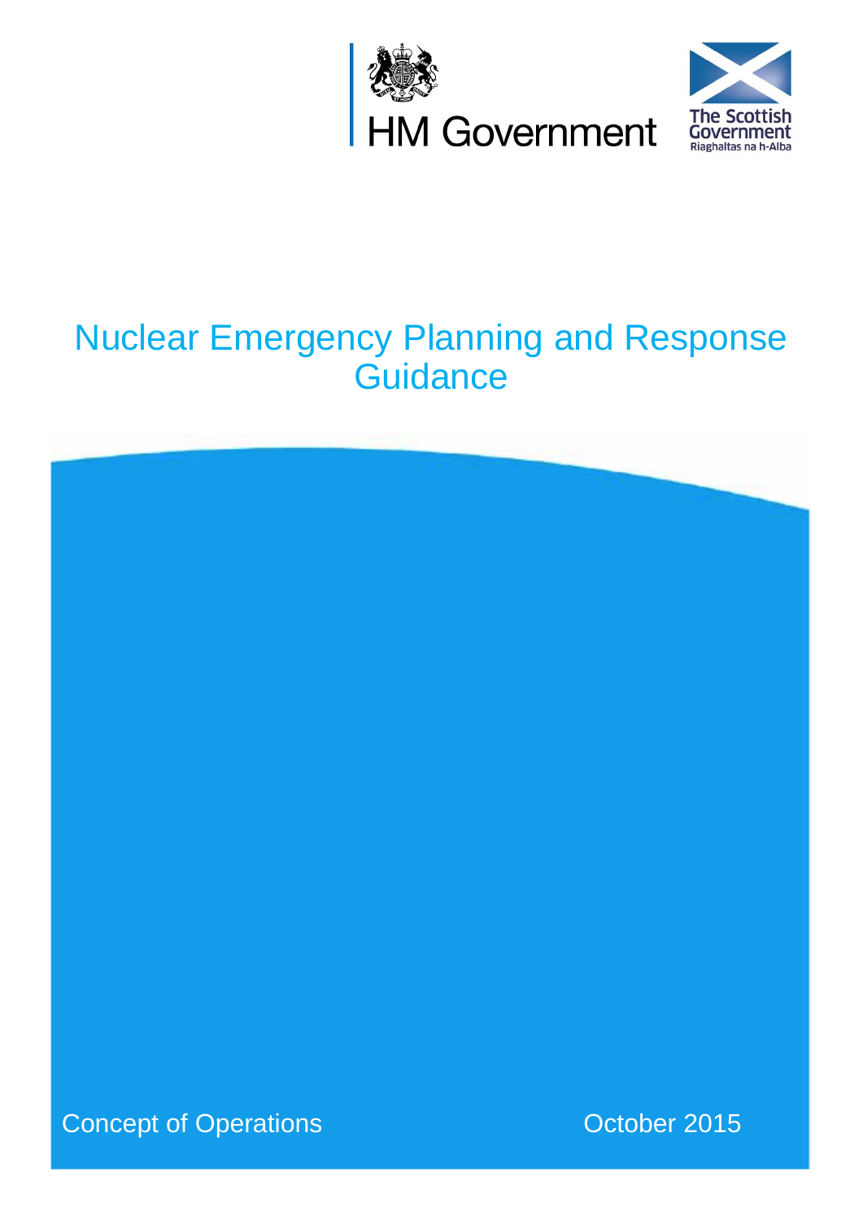HM Government

The Scottish Government
Riaghaltas na h-Alba

# Nuclear Emergency Planning and Response Guidance

Concept of Operations

October 2015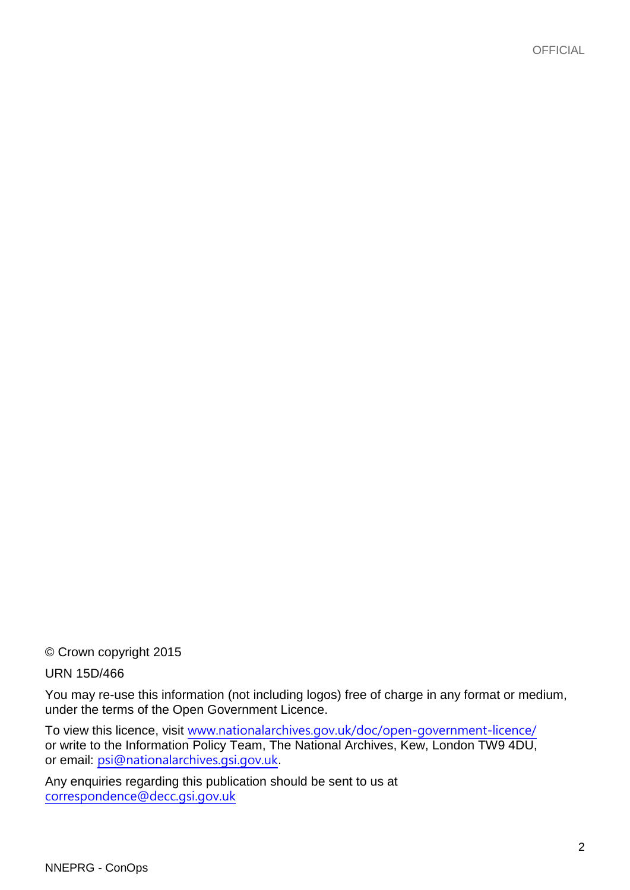© Crown copyright 2015

URN 15D/466

You may re-use this information (not including logos) free of charge in any format or medium, under the terms of the Open Government Licence.

To view this licence, visit www.nationalarchives.gov.uk/doc/open-government-licence/ or write to the Information Policy Team, The National Archives, Kew, London TW9 4DU, or email: psi@nationalarchives.gsi.gov.uk.

Any enquiries regarding this publication should be sent to us at correspondence@decc.gsi.gov.uk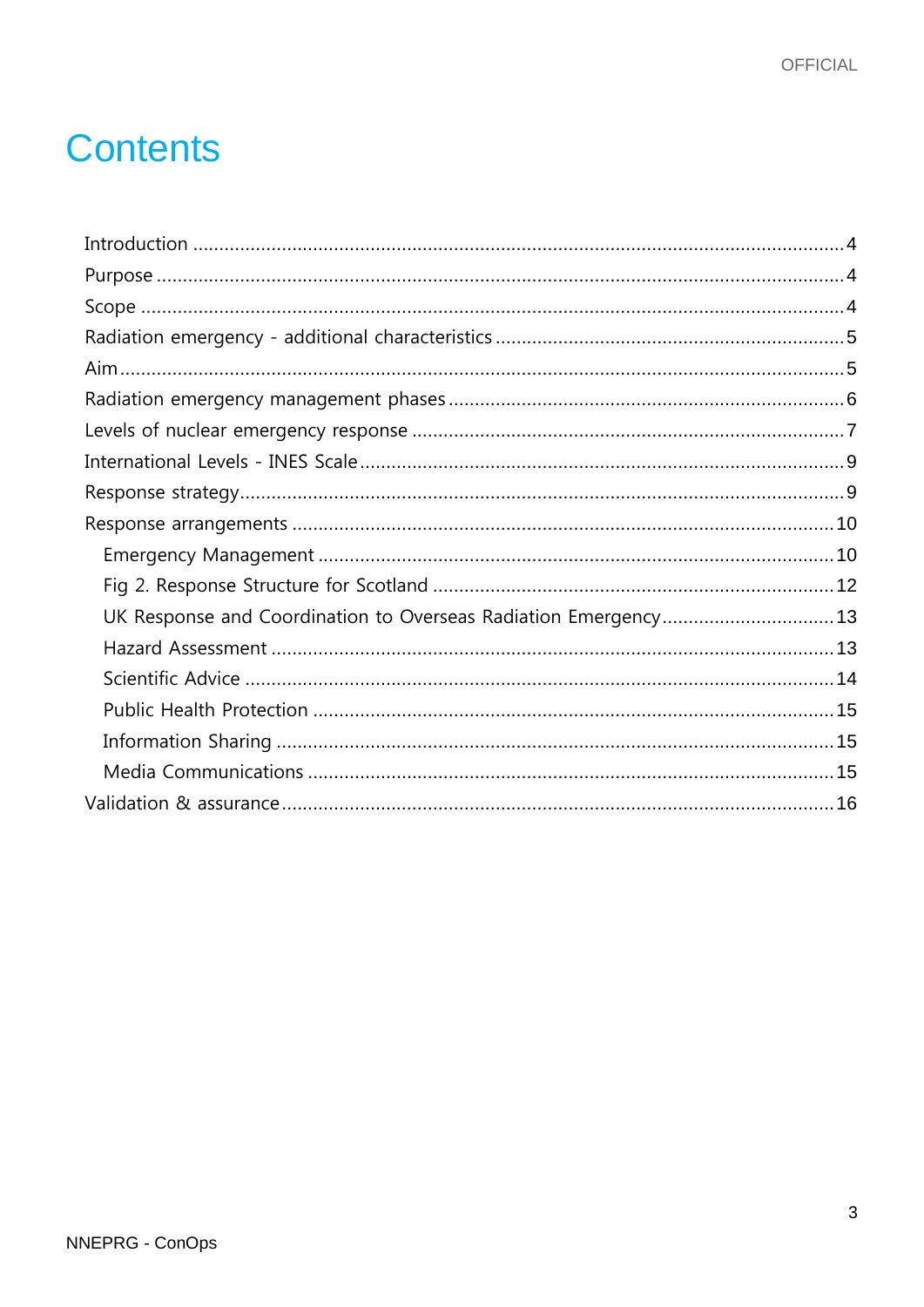# Contents

- Introduction ... 4
- Purpose ... 4
- Scope ... 4
- Radiation emergency - additional characteristics ... 5
- Aim ... 5
- Radiation emergency management phases ... 6
- Levels of nuclear emergency response ... 7
- International Levels - INES Scale ... 9
- Response strategy ... 9
- Response arrangements ... 10
  - Emergency Management ... 10
  - Fig 2. Response Structure for Scotland ... 12
  - UK Response and Coordination to Overseas Radiation Emergency ... 13
  - Hazard Assessment ... 13
  - Scientific Advice ... 14
  - Public Health Protection ... 15
  - Information Sharing ... 15
  - Media Communications ... 15
- Validation & assurance ... 16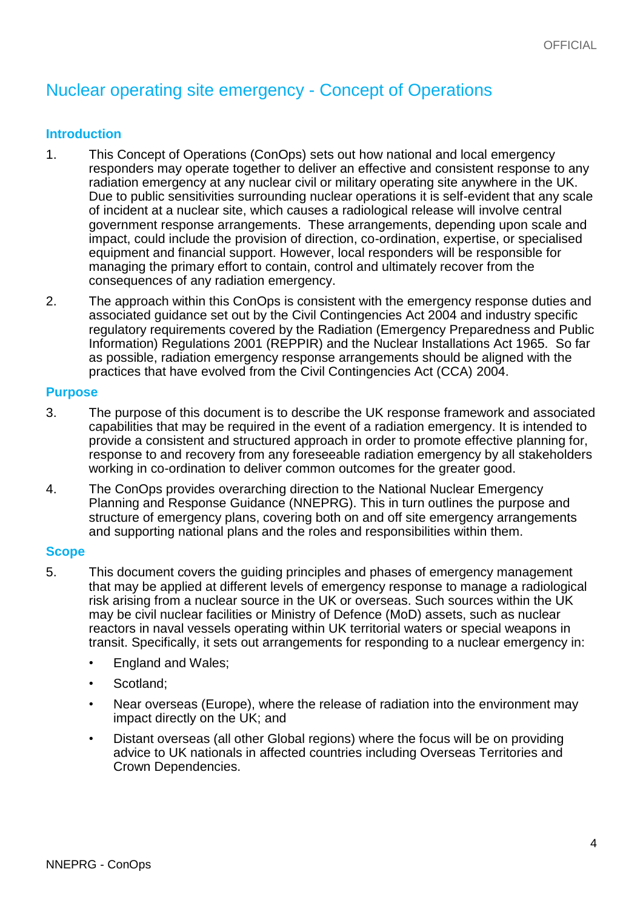## Nuclear operating site emergency - Concept of Operations

### Introduction

1. This Concept of Operations (ConOps) sets out how national and local emergency responders may operate together to deliver an effective and consistent response to any radiation emergency at any nuclear civil or military operating site anywhere in the UK. Due to public sensitivities surrounding nuclear operations it is self-evident that any scale of incident at a nuclear site, which causes a radiological release will involve central government response arrangements. These arrangements, depending upon scale and impact, could include the provision of direction, co-ordination, expertise, or specialised equipment and financial support. However, local responders will be responsible for managing the primary effort to contain, control and ultimately recover from the consequences of any radiation emergency.

2. The approach within this ConOps is consistent with the emergency response duties and associated guidance set out by the Civil Contingencies Act 2004 and industry specific regulatory requirements covered by the Radiation (Emergency Preparedness and Public Information) Regulations 2001 (REPPIR) and the Nuclear Installations Act 1965. So far as possible, radiation emergency response arrangements should be aligned with the practices that have evolved from the Civil Contingencies Act (CCA) 2004.

### Purpose

3. The purpose of this document is to describe the UK response framework and associated capabilities that may be required in the event of a radiation emergency. It is intended to provide a consistent and structured approach in order to promote effective planning for, response to and recovery from any foreseeable radiation emergency by all stakeholders working in co-ordination to deliver common outcomes for the greater good.

4. The ConOps provides overarching direction to the National Nuclear Emergency Planning and Response Guidance (NNEPRG). This in turn outlines the purpose and structure of emergency plans, covering both on and off site emergency arrangements and supporting national plans and the roles and responsibilities within them.

### Scope

5. This document covers the guiding principles and phases of emergency management that may be applied at different levels of emergency response to manage a radiological risk arising from a nuclear source in the UK or overseas. Such sources within the UK may be civil nuclear facilities or Ministry of Defence (MoD) assets, such as nuclear reactors in naval vessels operating within UK territorial waters or special weapons in transit. Specifically, it sets out arrangements for responding to a nuclear emergency in:

   - England and Wales;
   - Scotland;
   - Near overseas (Europe), where the release of radiation into the environment may impact directly on the UK; and
   - Distant overseas (all other Global regions) where the focus will be on providing advice to UK nationals in affected countries including Overseas Territories and Crown Dependencies.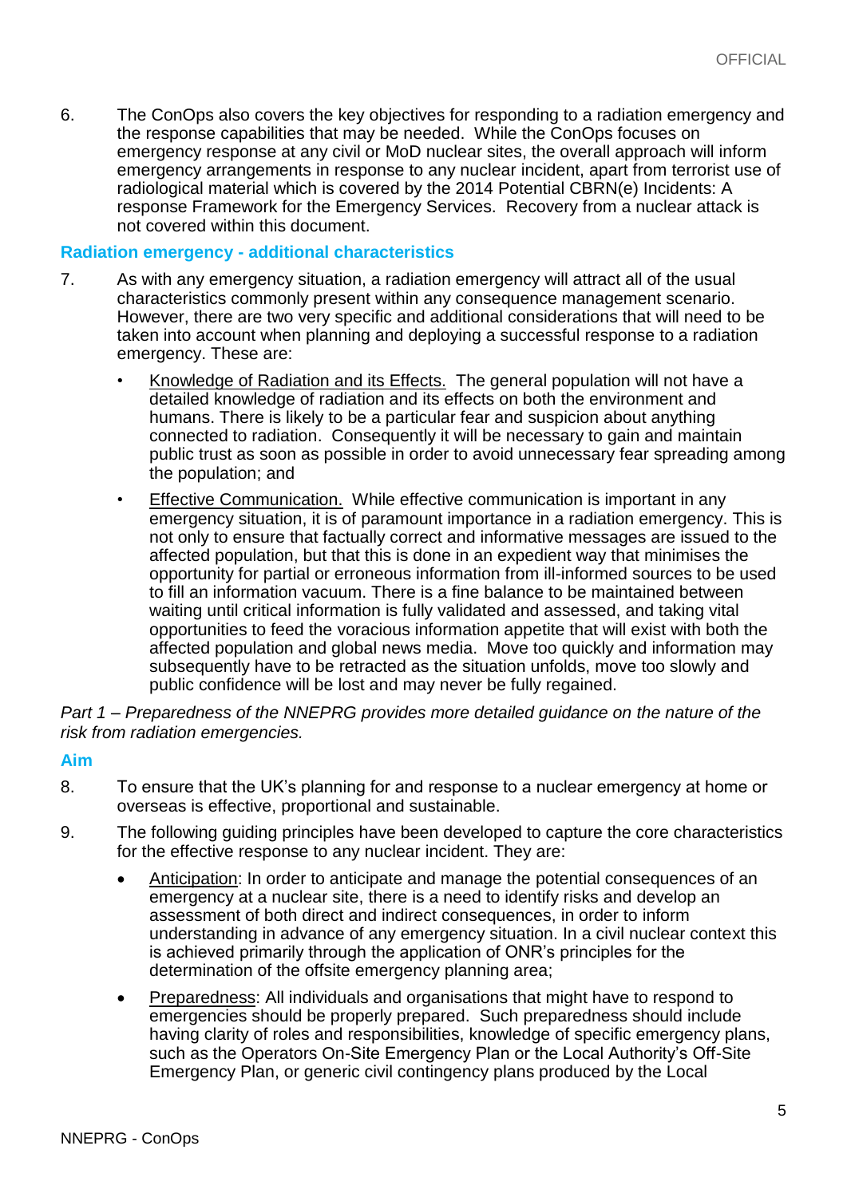6. The ConOps also covers the key objectives for responding to a radiation emergency and the response capabilities that may be needed. While the ConOps focuses on emergency response at any civil or MoD nuclear sites, the overall approach will inform emergency arrangements in response to any nuclear incident, apart from terrorist use of radiological material which is covered by the 2014 Potential CBRN(e) Incidents: A response Framework for the Emergency Services. Recovery from a nuclear attack is not covered within this document.

### Radiation emergency - additional characteristics

7. As with any emergency situation, a radiation emergency will attract all of the usual characteristics commonly present within any consequence management scenario. However, there are two very specific and additional considerations that will need to be taken into account when planning and deploying a successful response to a radiation emergency. These are:

   - Knowledge of Radiation and its Effects. The general population will not have a detailed knowledge of radiation and its effects on both the environment and humans. There is likely to be a particular fear and suspicion about anything connected to radiation. Consequently it will be necessary to gain and maintain public trust as soon as possible in order to avoid unnecessary fear spreading among the population; and

   - Effective Communication. While effective communication is important in any emergency situation, it is of paramount importance in a radiation emergency. This is not only to ensure that factually correct and informative messages are issued to the affected population, but that this is done in an expedient way that minimises the opportunity for partial or erroneous information from ill-informed sources to be used to fill an information vacuum. There is a fine balance to be maintained between waiting until critical information is fully validated and assessed, and taking vital opportunities to feed the voracious information appetite that will exist with both the affected population and global news media. Move too quickly and information may subsequently have to be retracted as the situation unfolds, move too slowly and public confidence will be lost and may never be fully regained.

*Part 1 – Preparedness of the NNEPRG provides more detailed guidance on the nature of the risk from radiation emergencies.*

### Aim

8. To ensure that the UK's planning for and response to a nuclear emergency at home or overseas is effective, proportional and sustainable.

9. The following guiding principles have been developed to capture the core characteristics for the effective response to any nuclear incident. They are:

   - Anticipation: In order to anticipate and manage the potential consequences of an emergency at a nuclear site, there is a need to identify risks and develop an assessment of both direct and indirect consequences, in order to inform understanding in advance of any emergency situation. In a civil nuclear context this is achieved primarily through the application of ONR's principles for the determination of the offsite emergency planning area;

   - Preparedness: All individuals and organisations that might have to respond to emergencies should be properly prepared. Such preparedness should include having clarity of roles and responsibilities, knowledge of specific emergency plans, such as the Operators On-Site Emergency Plan or the Local Authority's Off-Site Emergency Plan, or generic civil contingency plans produced by the Local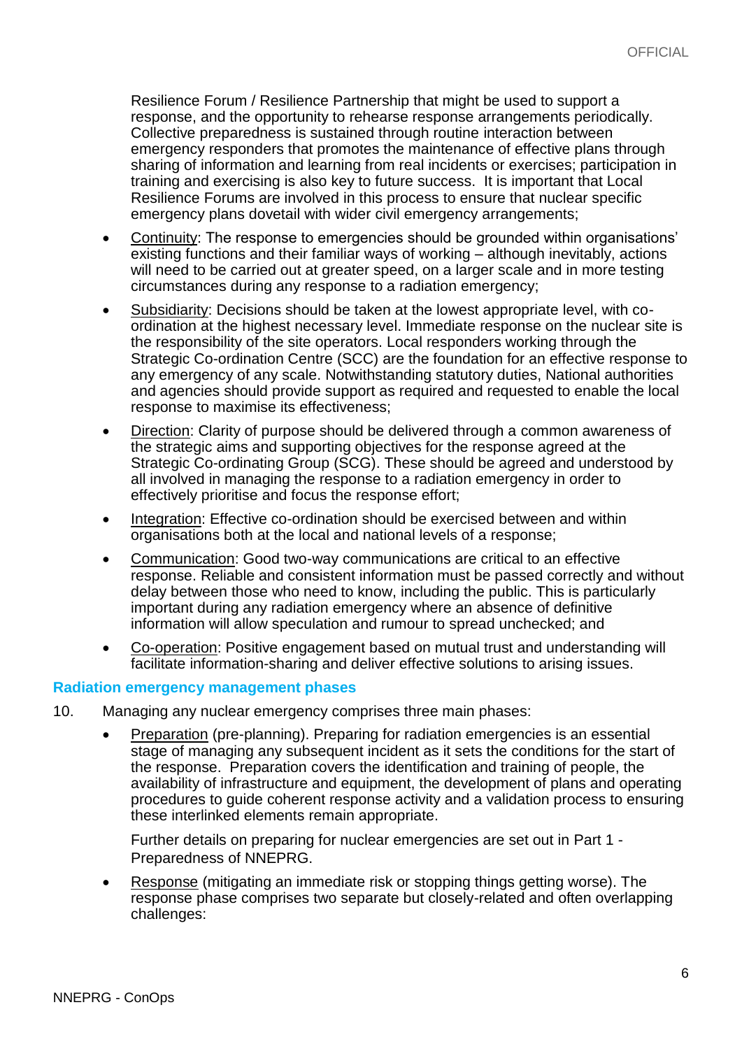Resilience Forum / Resilience Partnership that might be used to support a response, and the opportunity to rehearse response arrangements periodically. Collective preparedness is sustained through routine interaction between emergency responders that promotes the maintenance of effective plans through sharing of information and learning from real incidents or exercises; participation in training and exercising is also key to future success. It is important that Local Resilience Forums are involved in this process to ensure that nuclear specific emergency plans dovetail with wider civil emergency arrangements;

- Continuity: The response to emergencies should be grounded within organisations' existing functions and their familiar ways of working – although inevitably, actions will need to be carried out at greater speed, on a larger scale and in more testing circumstances during any response to a radiation emergency;
- Subsidiarity: Decisions should be taken at the lowest appropriate level, with co-ordination at the highest necessary level. Immediate response on the nuclear site is the responsibility of the site operators. Local responders working through the Strategic Co-ordination Centre (SCC) are the foundation for an effective response to any emergency of any scale. Notwithstanding statutory duties, National authorities and agencies should provide support as required and requested to enable the local response to maximise its effectiveness;
- Direction: Clarity of purpose should be delivered through a common awareness of the strategic aims and supporting objectives for the response agreed at the Strategic Co-ordinating Group (SCG). These should be agreed and understood by all involved in managing the response to a radiation emergency in order to effectively prioritise and focus the response effort;
- Integration: Effective co-ordination should be exercised between and within organisations both at the local and national levels of a response;
- Communication: Good two-way communications are critical to an effective response. Reliable and consistent information must be passed correctly and without delay between those who need to know, including the public. This is particularly important during any radiation emergency where an absence of definitive information will allow speculation and rumour to spread unchecked; and
- Co-operation: Positive engagement based on mutual trust and understanding will facilitate information-sharing and deliver effective solutions to arising issues.

### Radiation emergency management phases

10. Managing any nuclear emergency comprises three main phases:

- Preparation (pre-planning). Preparing for radiation emergencies is an essential stage of managing any subsequent incident as it sets the conditions for the start of the response. Preparation covers the identification and training of people, the availability of infrastructure and equipment, the development of plans and operating procedures to guide coherent response activity and a validation process to ensuring these interlinked elements remain appropriate.

  Further details on preparing for nuclear emergencies are set out in Part 1 - Preparedness of NNEPRG.

- Response (mitigating an immediate risk or stopping things getting worse). The response phase comprises two separate but closely-related and often overlapping challenges: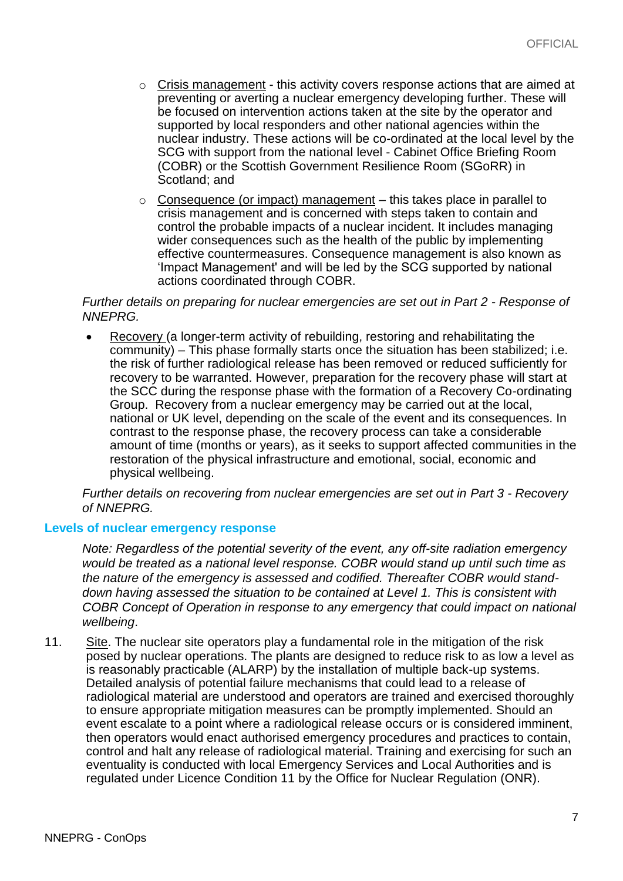- Crisis management - this activity covers response actions that are aimed at preventing or averting a nuclear emergency developing further. These will be focused on intervention actions taken at the site by the operator and supported by local responders and other national agencies within the nuclear industry. These actions will be co-ordinated at the local level by the SCG with support from the national level - Cabinet Office Briefing Room (COBR) or the Scottish Government Resilience Room (SGoRR) in Scotland; and
- Consequence (or impact) management – this takes place in parallel to crisis management and is concerned with steps taken to contain and control the probable impacts of a nuclear incident. It includes managing wider consequences such as the health of the public by implementing effective countermeasures. Consequence management is also known as 'Impact Management' and will be led by the SCG supported by national actions coordinated through COBR.

*Further details on preparing for nuclear emergencies are set out in Part 2 - Response of NNEPRG.*

- Recovery (a longer-term activity of rebuilding, restoring and rehabilitating the community) – This phase formally starts once the situation has been stabilized; i.e. the risk of further radiological release has been removed or reduced sufficiently for recovery to be warranted. However, preparation for the recovery phase will start at the SCC during the response phase with the formation of a Recovery Co-ordinating Group. Recovery from a nuclear emergency may be carried out at the local, national or UK level, depending on the scale of the event and its consequences. In contrast to the response phase, the recovery process can take a considerable amount of time (months or years), as it seeks to support affected communities in the restoration of the physical infrastructure and emotional, social, economic and physical wellbeing.

*Further details on recovering from nuclear emergencies are set out in Part 3 - Recovery of NNEPRG.*

## Levels of nuclear emergency response

*Note: Regardless of the potential severity of the event, any off-site radiation emergency would be treated as a national level response. COBR would stand up until such time as the nature of the emergency is assessed and codified. Thereafter COBR would stand-down having assessed the situation to be contained at Level 1. This is consistent with COBR Concept of Operation in response to any emergency that could impact on national wellbeing.*

11. Site. The nuclear site operators play a fundamental role in the mitigation of the risk posed by nuclear operations. The plants are designed to reduce risk to as low a level as is reasonably practicable (ALARP) by the installation of multiple back-up systems. Detailed analysis of potential failure mechanisms that could lead to a release of radiological material are understood and operators are trained and exercised thoroughly to ensure appropriate mitigation measures can be promptly implemented. Should an event escalate to a point where a radiological release occurs or is considered imminent, then operators would enact authorised emergency procedures and practices to contain, control and halt any release of radiological material. Training and exercising for such an eventuality is conducted with local Emergency Services and Local Authorities and is regulated under Licence Condition 11 by the Office for Nuclear Regulation (ONR).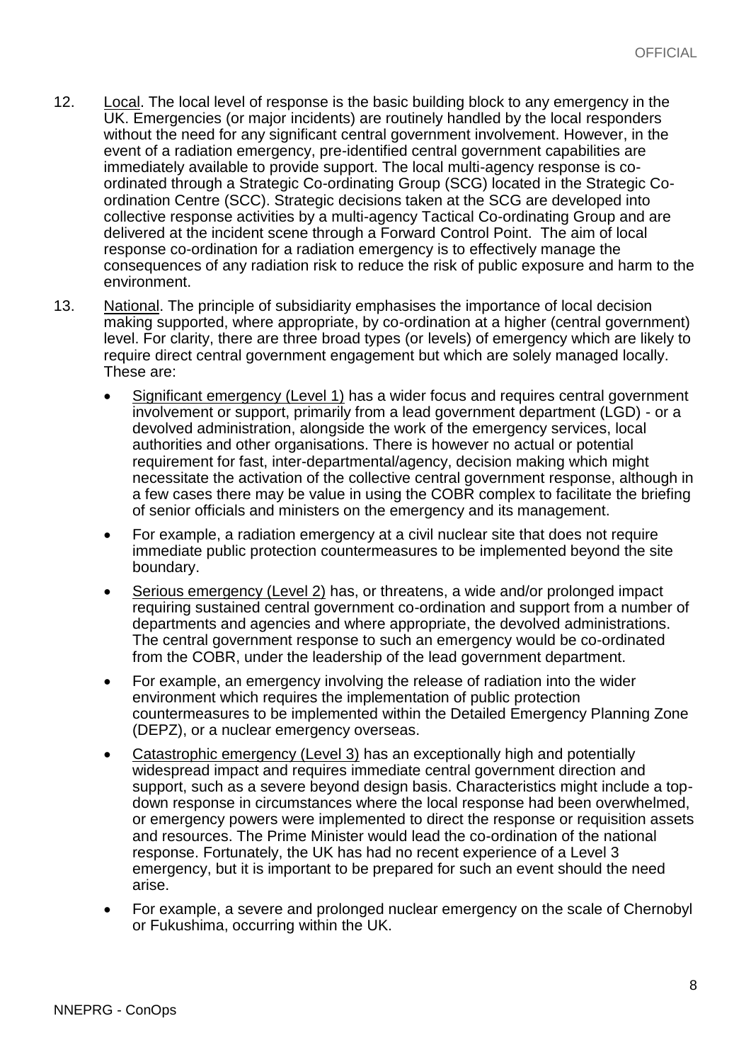12. Local. The local level of response is the basic building block to any emergency in the UK. Emergencies (or major incidents) are routinely handled by the local responders without the need for any significant central government involvement. However, in the event of a radiation emergency, pre-identified central government capabilities are immediately available to provide support. The local multi-agency response is co-ordinated through a Strategic Co-ordinating Group (SCG) located in the Strategic Co-ordination Centre (SCC). Strategic decisions taken at the SCG are developed into collective response activities by a multi-agency Tactical Co-ordinating Group and are delivered at the incident scene through a Forward Control Point. The aim of local response co-ordination for a radiation emergency is to effectively manage the consequences of any radiation risk to reduce the risk of public exposure and harm to the environment.

13. National. The principle of subsidiarity emphasises the importance of local decision making supported, where appropriate, by co-ordination at a higher (central government) level. For clarity, there are three broad types (or levels) of emergency which are likely to require direct central government engagement but which are solely managed locally. These are:

    - Significant emergency (Level 1) has a wider focus and requires central government involvement or support, primarily from a lead government department (LGD) - or a devolved administration, alongside the work of the emergency services, local authorities and other organisations. There is however no actual or potential requirement for fast, inter-departmental/agency, decision making which might necessitate the activation of the collective central government response, although in a few cases there may be value in using the COBR complex to facilitate the briefing of senior officials and ministers on the emergency and its management.
    - For example, a radiation emergency at a civil nuclear site that does not require immediate public protection countermeasures to be implemented beyond the site boundary.
    - Serious emergency (Level 2) has, or threatens, a wide and/or prolonged impact requiring sustained central government co-ordination and support from a number of departments and agencies and where appropriate, the devolved administrations. The central government response to such an emergency would be co-ordinated from the COBR, under the leadership of the lead government department.
    - For example, an emergency involving the release of radiation into the wider environment which requires the implementation of public protection countermeasures to be implemented within the Detailed Emergency Planning Zone (DEPZ), or a nuclear emergency overseas.
    - Catastrophic emergency (Level 3) has an exceptionally high and potentially widespread impact and requires immediate central government direction and support, such as a severe beyond design basis. Characteristics might include a top-down response in circumstances where the local response had been overwhelmed, or emergency powers were implemented to direct the response or requisition assets and resources. The Prime Minister would lead the co-ordination of the national response. Fortunately, the UK has had no recent experience of a Level 3 emergency, but it is important to be prepared for such an event should the need arise.
    - For example, a severe and prolonged nuclear emergency on the scale of Chernobyl or Fukushima, occurring within the UK.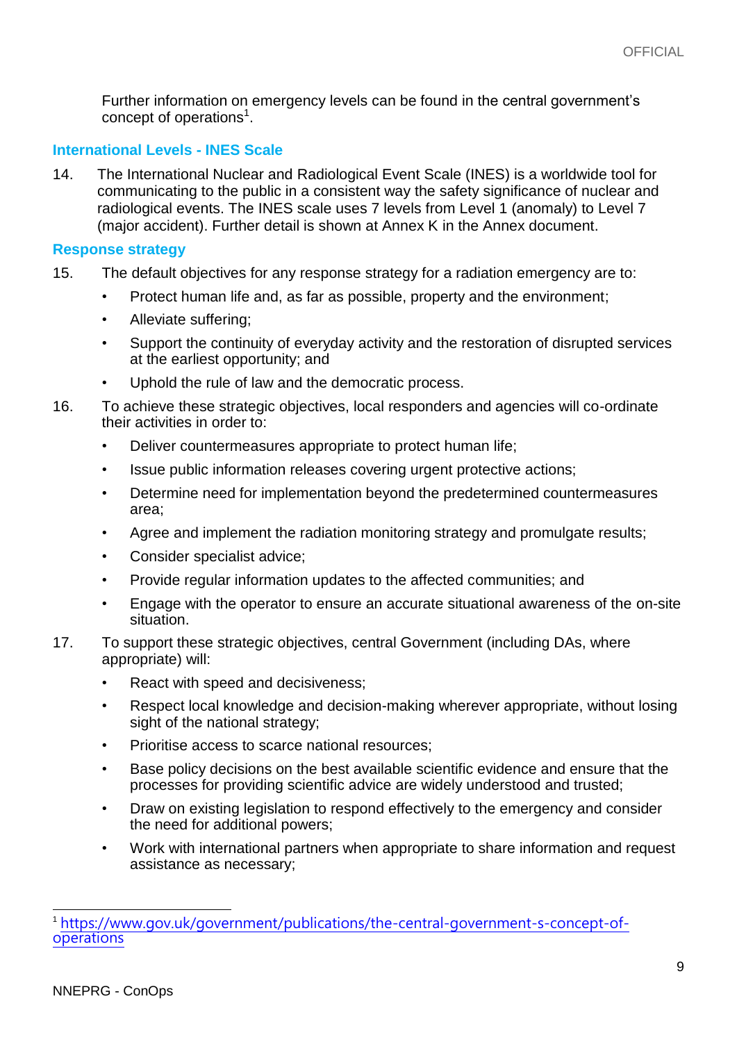Further information on emergency levels can be found in the central government's concept of operations[1].

## International Levels - INES Scale

14. The International Nuclear and Radiological Event Scale (INES) is a worldwide tool for communicating to the public in a consistent way the safety significance of nuclear and radiological events. The INES scale uses 7 levels from Level 1 (anomaly) to Level 7 (major accident). Further detail is shown at Annex K in the Annex document.

## Response strategy

15. The default objectives for any response strategy for a radiation emergency are to:
    - Protect human life and, as far as possible, property and the environment;
    - Alleviate suffering;
    - Support the continuity of everyday activity and the restoration of disrupted services at the earliest opportunity; and
    - Uphold the rule of law and the democratic process.

16. To achieve these strategic objectives, local responders and agencies will co-ordinate their activities in order to:
    - Deliver countermeasures appropriate to protect human life;
    - Issue public information releases covering urgent protective actions;
    - Determine need for implementation beyond the predetermined countermeasures area;
    - Agree and implement the radiation monitoring strategy and promulgate results;
    - Consider specialist advice;
    - Provide regular information updates to the affected communities; and
    - Engage with the operator to ensure an accurate situational awareness of the on-site situation.

17. To support these strategic objectives, central Government (including DAs, where appropriate) will:
    - React with speed and decisiveness;
    - Respect local knowledge and decision-making wherever appropriate, without losing sight of the national strategy;
    - Prioritise access to scarce national resources;
    - Base policy decisions on the best available scientific evidence and ensure that the processes for providing scientific advice are widely understood and trusted;
    - Draw on existing legislation to respond effectively to the emergency and consider the need for additional powers;
    - Work with international partners when appropriate to share information and request assistance as necessary;

---

[1] https://www.gov.uk/government/publications/the-central-government-s-concept-of-operations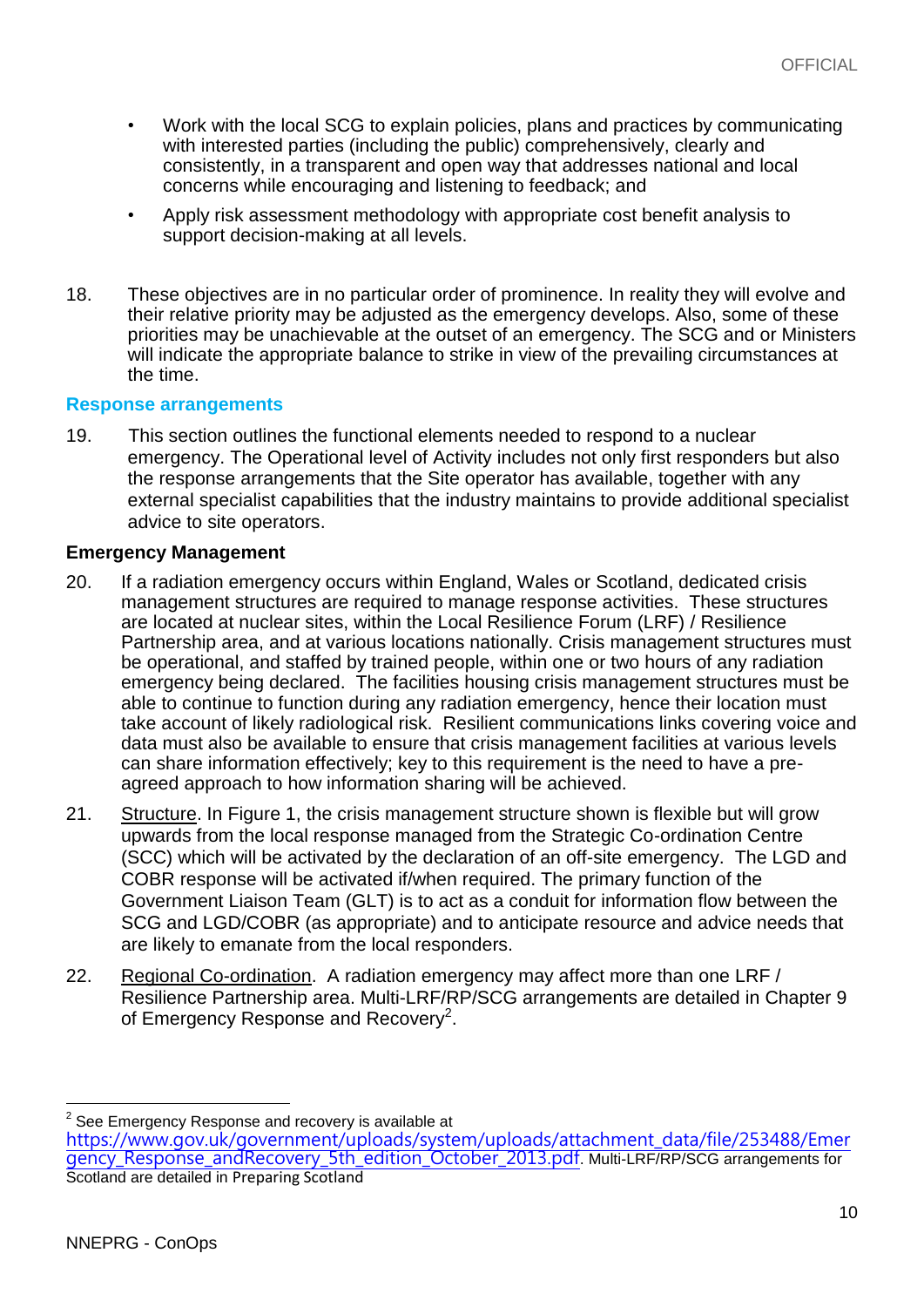- Work with the local SCG to explain policies, plans and practices by communicating with interested parties (including the public) comprehensively, clearly and consistently, in a transparent and open way that addresses national and local concerns while encouraging and listening to feedback; and
- Apply risk assessment methodology with appropriate cost benefit analysis to support decision-making at all levels.

18. These objectives are in no particular order of prominence. In reality they will evolve and their relative priority may be adjusted as the emergency develops. Also, some of these priorities may be unachievable at the outset of an emergency. The SCG and or Ministers will indicate the appropriate balance to strike in view of the prevailing circumstances at the time.

## Response arrangements

19. This section outlines the functional elements needed to respond to a nuclear emergency. The Operational level of Activity includes not only first responders but also the response arrangements that the Site operator has available, together with any external specialist capabilities that the industry maintains to provide additional specialist advice to site operators.

### Emergency Management

20. If a radiation emergency occurs within England, Wales or Scotland, dedicated crisis management structures are required to manage response activities. These structures are located at nuclear sites, within the Local Resilience Forum (LRF) / Resilience Partnership area, and at various locations nationally. Crisis management structures must be operational, and staffed by trained people, within one or two hours of any radiation emergency being declared. The facilities housing crisis management structures must be able to continue to function during any radiation emergency, hence their location must take account of likely radiological risk. Resilient communications links covering voice and data must also be available to ensure that crisis management facilities at various levels can share information effectively; key to this requirement is the need to have a pre-agreed approach to how information sharing will be achieved.

21. Structure. In Figure 1, the crisis management structure shown is flexible but will grow upwards from the local response managed from the Strategic Co-ordination Centre (SCC) which will be activated by the declaration of an off-site emergency. The LGD and COBR response will be activated if/when required. The primary function of the Government Liaison Team (GLT) is to act as a conduit for information flow between the SCG and LGD/COBR (as appropriate) and to anticipate resource and advice needs that are likely to emanate from the local responders.

22. Regional Co-ordination. A radiation emergency may affect more than one LRF / Resilience Partnership area. Multi-LRF/RP/SCG arrangements are detailed in Chapter 9 of Emergency Response and Recovery[2].

---

[2] See Emergency Response and recovery is available at https://www.gov.uk/government/uploads/system/uploads/attachment_data/file/253488/Emergency_Response_andRecovery_5th_edition_October_2013.pdf. Multi-LRF/RP/SCG arrangements for Scotland are detailed in Preparing Scotland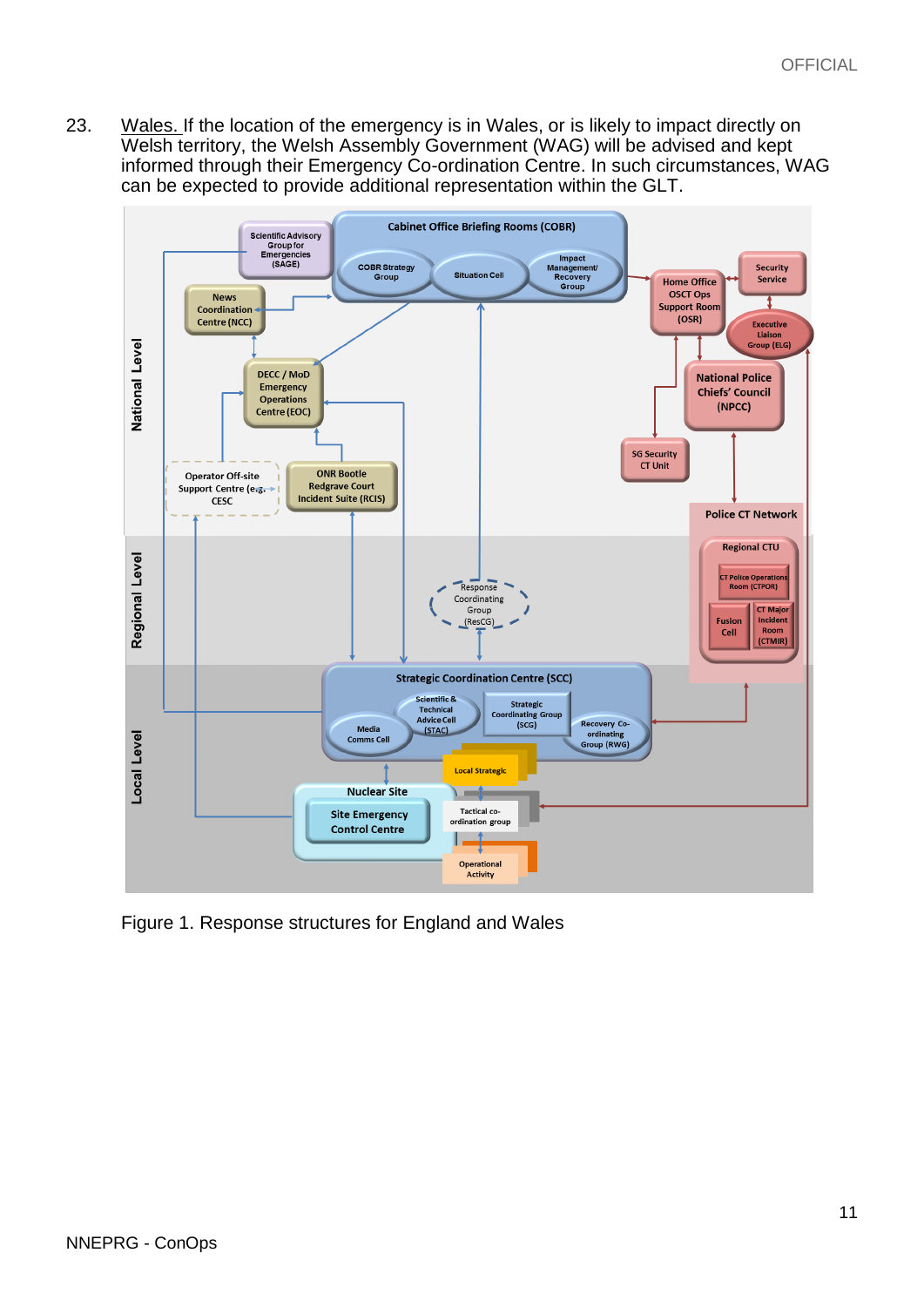23. <u>Wales.</u> If the location of the emergency is in Wales, or is likely to impact directly on Welsh territory, the Welsh Assembly Government (WAG) will be advised and kept informed through their Emergency Co-ordination Centre. In such circumstances, WAG can be expected to provide additional representation within the GLT.

Figure 1. Response structures for England and Wales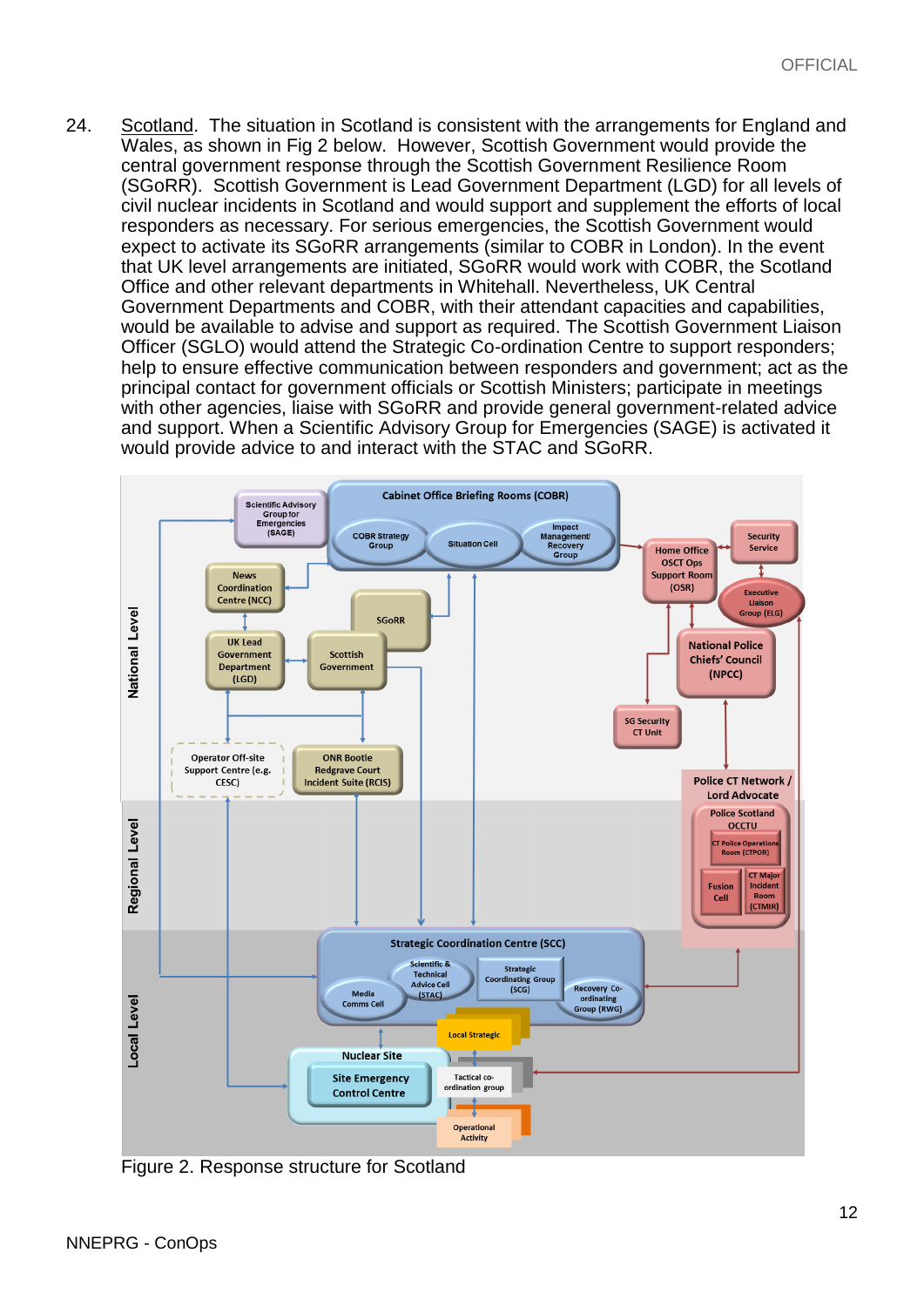24. Scotland. The situation in Scotland is consistent with the arrangements for England and Wales, as shown in Fig 2 below. However, Scottish Government would provide the central government response through the Scottish Government Resilience Room (SGoRR). Scottish Government is Lead Government Department (LGD) for all levels of civil nuclear incidents in Scotland and would support and supplement the efforts of local responders as necessary. For serious emergencies, the Scottish Government would expect to activate its SGoRR arrangements (similar to COBR in London). In the event that UK level arrangements are initiated, SGoRR would work with COBR, the Scotland Office and other relevant departments in Whitehall. Nevertheless, UK Central Government Departments and COBR, with their attendant capacities and capabilities, would be available to advise and support as required. The Scottish Government Liaison Officer (SGLO) would attend the Strategic Co-ordination Centre to support responders; help to ensure effective communication between responders and government; act as the principal contact for government officials or Scottish Ministers; participate in meetings with other agencies, liaise with SGoRR and provide general government-related advice and support. When a Scientific Advisory Group for Emergencies (SAGE) is activated it would provide advice to and interact with the STAC and SGoRR.

Figure 2. Response structure for Scotland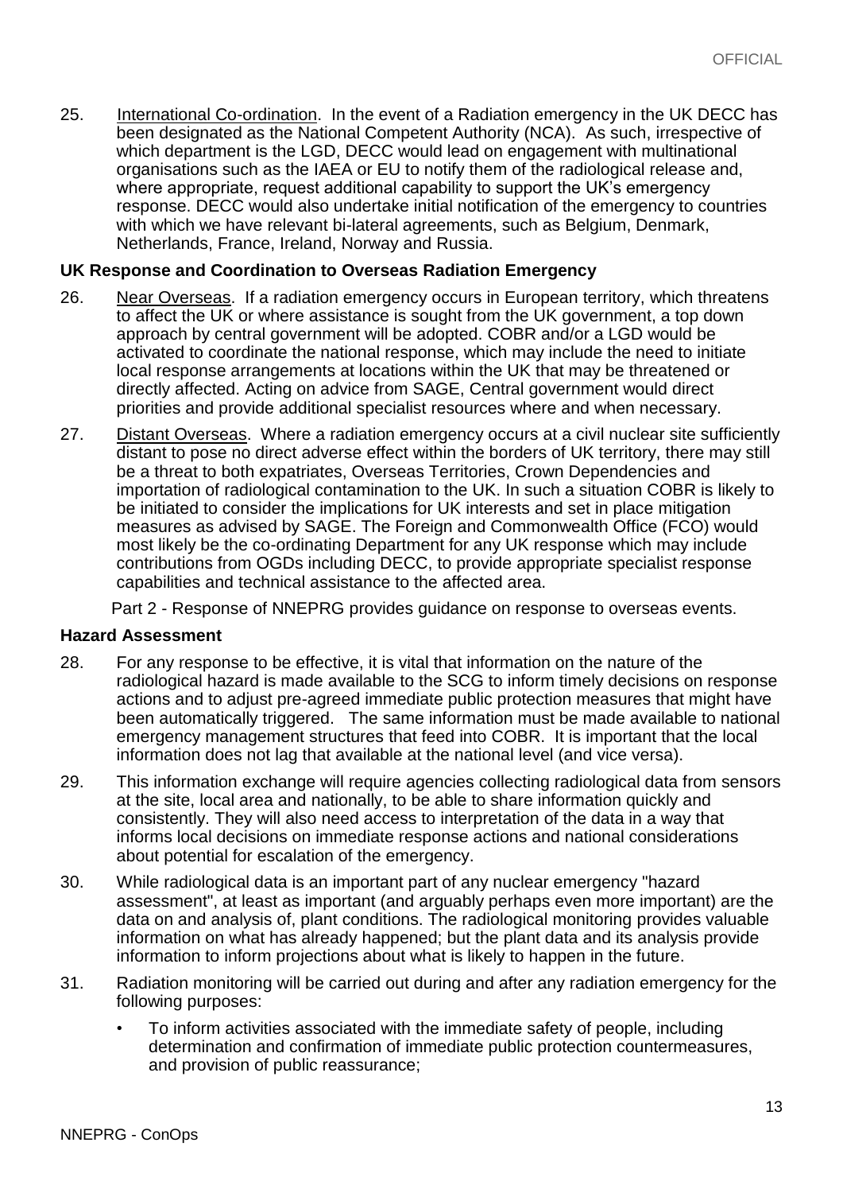25. International Co-ordination. In the event of a Radiation emergency in the UK DECC has been designated as the National Competent Authority (NCA). As such, irrespective of which department is the LGD, DECC would lead on engagement with multinational organisations such as the IAEA or EU to notify them of the radiological release and, where appropriate, request additional capability to support the UK's emergency response. DECC would also undertake initial notification of the emergency to countries with which we have relevant bi-lateral agreements, such as Belgium, Denmark, Netherlands, France, Ireland, Norway and Russia.

**UK Response and Coordination to Overseas Radiation Emergency**

26. Near Overseas. If a radiation emergency occurs in European territory, which threatens to affect the UK or where assistance is sought from the UK government, a top down approach by central government will be adopted. COBR and/or a LGD would be activated to coordinate the national response, which may include the need to initiate local response arrangements at locations within the UK that may be threatened or directly affected. Acting on advice from SAGE, Central government would direct priorities and provide additional specialist resources where and when necessary.

27. Distant Overseas. Where a radiation emergency occurs at a civil nuclear site sufficiently distant to pose no direct adverse effect within the borders of UK territory, there may still be a threat to both expatriates, Overseas Territories, Crown Dependencies and importation of radiological contamination to the UK. In such a situation COBR is likely to be initiated to consider the implications for UK interests and set in place mitigation measures as advised by SAGE. The Foreign and Commonwealth Office (FCO) would most likely be the co-ordinating Department for any UK response which may include contributions from OGDs including DECC, to provide appropriate specialist response capabilities and technical assistance to the affected area.

Part 2 - Response of NNEPRG provides guidance on response to overseas events.

**Hazard Assessment**

28. For any response to be effective, it is vital that information on the nature of the radiological hazard is made available to the SCG to inform timely decisions on response actions and to adjust pre-agreed immediate public protection measures that might have been automatically triggered. The same information must be made available to national emergency management structures that feed into COBR. It is important that the local information does not lag that available at the national level (and vice versa).

29. This information exchange will require agencies collecting radiological data from sensors at the site, local area and nationally, to be able to share information quickly and consistently. They will also need access to interpretation of the data in a way that informs local decisions on immediate response actions and national considerations about potential for escalation of the emergency.

30. While radiological data is an important part of any nuclear emergency "hazard assessment", at least as important (and arguably perhaps even more important) are the data on and analysis of, plant conditions. The radiological monitoring provides valuable information on what has already happened; but the plant data and its analysis provide information to inform projections about what is likely to happen in the future.

31. Radiation monitoring will be carried out during and after any radiation emergency for the following purposes:

   - To inform activities associated with the immediate safety of people, including determination and confirmation of immediate public protection countermeasures, and provision of public reassurance;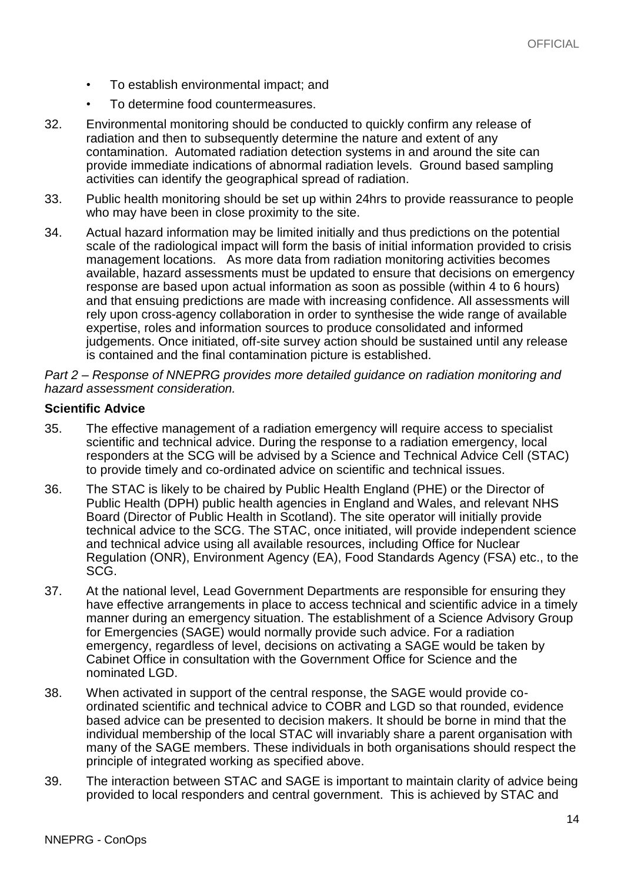- To establish environmental impact; and
- To determine food countermeasures.

32. Environmental monitoring should be conducted to quickly confirm any release of radiation and then to subsequently determine the nature and extent of any contamination. Automated radiation detection systems in and around the site can provide immediate indications of abnormal radiation levels. Ground based sampling activities can identify the geographical spread of radiation.

33. Public health monitoring should be set up within 24hrs to provide reassurance to people who may have been in close proximity to the site.

34. Actual hazard information may be limited initially and thus predictions on the potential scale of the radiological impact will form the basis of initial information provided to crisis management locations. As more data from radiation monitoring activities becomes available, hazard assessments must be updated to ensure that decisions on emergency response are based upon actual information as soon as possible (within 4 to 6 hours) and that ensuing predictions are made with increasing confidence. All assessments will rely upon cross-agency collaboration in order to synthesise the wide range of available expertise, roles and information sources to produce consolidated and informed judgements. Once initiated, off-site survey action should be sustained until any release is contained and the final contamination picture is established.

*Part 2 – Response of NNEPRG provides more detailed guidance on radiation monitoring and hazard assessment consideration.*

**Scientific Advice**

35. The effective management of a radiation emergency will require access to specialist scientific and technical advice. During the response to a radiation emergency, local responders at the SCG will be advised by a Science and Technical Advice Cell (STAC) to provide timely and co-ordinated advice on scientific and technical issues.

36. The STAC is likely to be chaired by Public Health England (PHE) or the Director of Public Health (DPH) public health agencies in England and Wales, and relevant NHS Board (Director of Public Health in Scotland). The site operator will initially provide technical advice to the SCG. The STAC, once initiated, will provide independent science and technical advice using all available resources, including Office for Nuclear Regulation (ONR), Environment Agency (EA), Food Standards Agency (FSA) etc., to the SCG.

37. At the national level, Lead Government Departments are responsible for ensuring they have effective arrangements in place to access technical and scientific advice in a timely manner during an emergency situation. The establishment of a Science Advisory Group for Emergencies (SAGE) would normally provide such advice. For a radiation emergency, regardless of level, decisions on activating a SAGE would be taken by Cabinet Office in consultation with the Government Office for Science and the nominated LGD.

38. When activated in support of the central response, the SAGE would provide co-ordinated scientific and technical advice to COBR and LGD so that rounded, evidence based advice can be presented to decision makers. It should be borne in mind that the individual membership of the local STAC will invariably share a parent organisation with many of the SAGE members. These individuals in both organisations should respect the principle of integrated working as specified above.

39. The interaction between STAC and SAGE is important to maintain clarity of advice being provided to local responders and central government. This is achieved by STAC and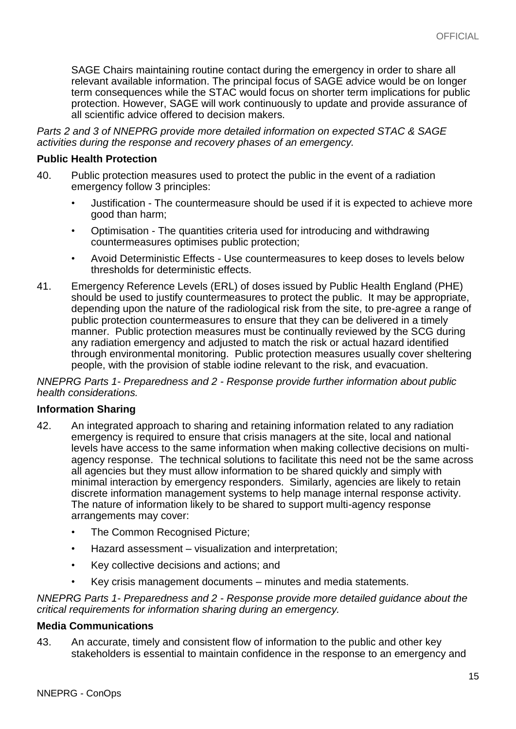SAGE Chairs maintaining routine contact during the emergency in order to share all relevant available information. The principal focus of SAGE advice would be on longer term consequences while the STAC would focus on shorter term implications for public protection. However, SAGE will work continuously to update and provide assurance of all scientific advice offered to decision makers.

*Parts 2 and 3 of NNEPRG provide more detailed information on expected STAC & SAGE activities during the response and recovery phases of an emergency.*

**Public Health Protection**

40. Public protection measures used to protect the public in the event of a radiation emergency follow 3 principles:

    - Justification - The countermeasure should be used if it is expected to achieve more good than harm;
    - Optimisation - The quantities criteria used for introducing and withdrawing countermeasures optimises public protection;
    - Avoid Deterministic Effects - Use countermeasures to keep doses to levels below thresholds for deterministic effects.

41. Emergency Reference Levels (ERL) of doses issued by Public Health England (PHE) should be used to justify countermeasures to protect the public. It may be appropriate, depending upon the nature of the radiological risk from the site, to pre-agree a range of public protection countermeasures to ensure that they can be delivered in a timely manner. Public protection measures must be continually reviewed by the SCG during any radiation emergency and adjusted to match the risk or actual hazard identified through environmental monitoring. Public protection measures usually cover sheltering people, with the provision of stable iodine relevant to the risk, and evacuation.

*NNEPRG Parts 1- Preparedness and 2 - Response provide further information about public health considerations.*

**Information Sharing**

42. An integrated approach to sharing and retaining information related to any radiation emergency is required to ensure that crisis managers at the site, local and national levels have access to the same information when making collective decisions on multi-agency response. The technical solutions to facilitate this need not be the same across all agencies but they must allow information to be shared quickly and simply with minimal interaction by emergency responders. Similarly, agencies are likely to retain discrete information management systems to help manage internal response activity. The nature of information likely to be shared to support multi-agency response arrangements may cover:

    - The Common Recognised Picture;
    - Hazard assessment – visualization and interpretation;
    - Key collective decisions and actions; and
    - Key crisis management documents – minutes and media statements.

*NNEPRG Parts 1- Preparedness and 2 - Response provide more detailed guidance about the critical requirements for information sharing during an emergency.*

**Media Communications**

43. An accurate, timely and consistent flow of information to the public and other key stakeholders is essential to maintain confidence in the response to an emergency and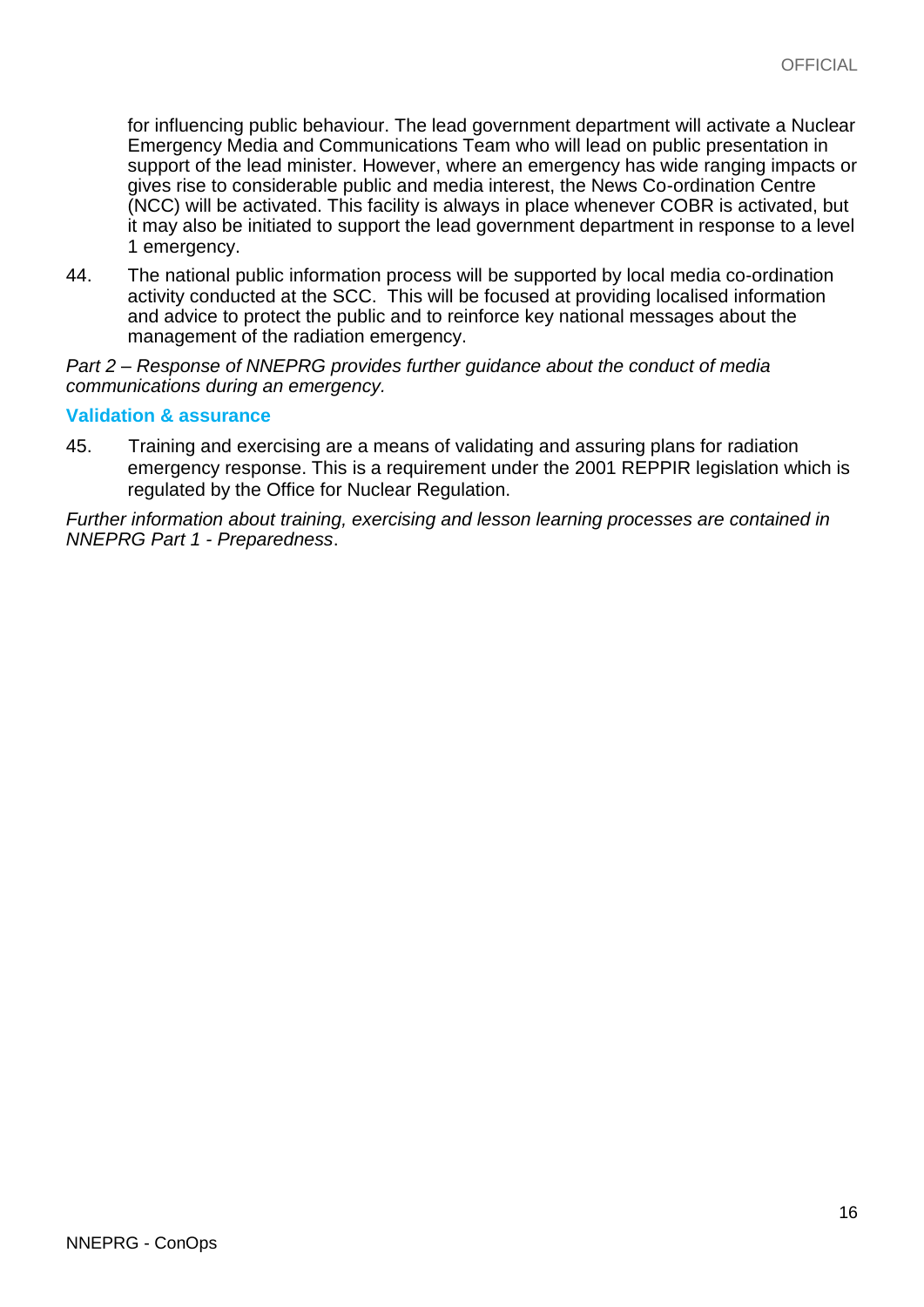for influencing public behaviour. The lead government department will activate a Nuclear Emergency Media and Communications Team who will lead on public presentation in support of the lead minister. However, where an emergency has wide ranging impacts or gives rise to considerable public and media interest, the News Co-ordination Centre (NCC) will be activated. This facility is always in place whenever COBR is activated, but it may also be initiated to support the lead government department in response to a level 1 emergency.

44. The national public information process will be supported by local media co-ordination activity conducted at the SCC. This will be focused at providing localised information and advice to protect the public and to reinforce key national messages about the management of the radiation emergency.

*Part 2 – Response of NNEPRG provides further guidance about the conduct of media communications during an emergency.*

### Validation & assurance

45. Training and exercising are a means of validating and assuring plans for radiation emergency response. This is a requirement under the 2001 REPPIR legislation which is regulated by the Office for Nuclear Regulation.

*Further information about training, exercising and lesson learning processes are contained in NNEPRG Part 1 - Preparedness*.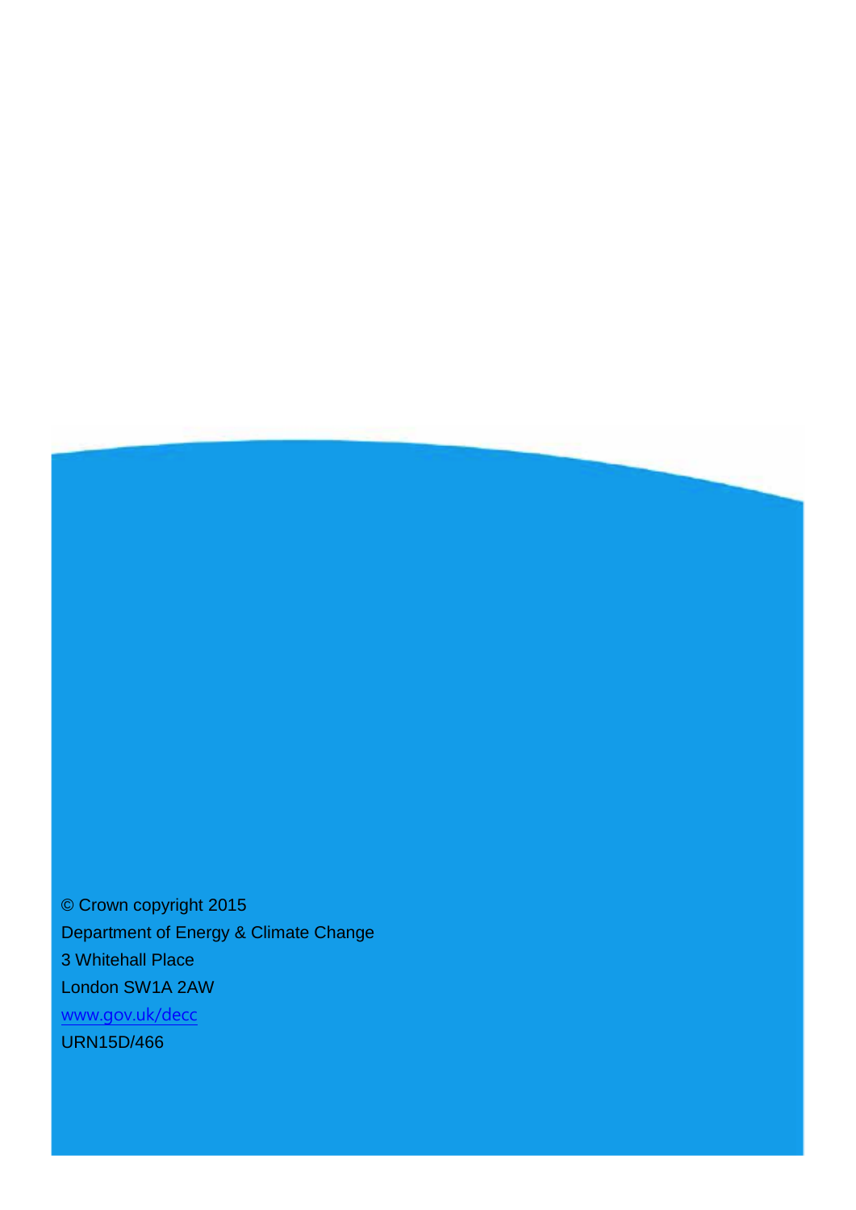© Crown copyright 2015
Department of Energy & Climate Change
3 Whitehall Place
London SW1A 2AW
www.gov.uk/decc
URN15D/466